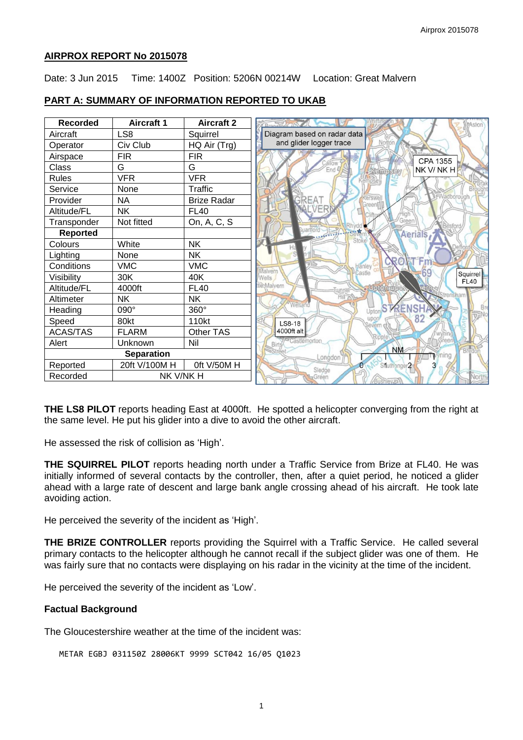**AIRPROX REPORT No 2015078**

Date: 3 Jun 2015 Time: 1400Z Position: 5206N 00214W Location: Great Malvern

**PART A: SUMMARY OF INFORMATION REPORTED TO UKAB**

| Recorded | Aircraft 1 | Aircraft 2 |
|---|---|---|
| Aircraft | LS8 | Squirrel |
| Operator | Civ Club | HQ Air (Trg) |
| Airspace | FIR | FIR |
| Class | G | G |
| Rules | VFR | VFR |
| Service | None | Traffic |
| Provider | NA | Brize Radar |
| Altitude/FL | NK | FL40 |
| Transponder | Not fitted | On, A, C, S |
| **Reported** | | |
| Colours | White | NK |
| Lighting | None | NK |
| Conditions | VMC | VMC |
| Visibility | 30K | 40K |
| Altitude/FL | 4000ft | FL40 |
| Altimeter | NK | NK |
| Heading | 090° | 360° |
| Speed | 80kt | 110kt |
| ACAS/TAS | FLARM | Other TAS |
| Alert | Unknown | Nil |
| **Separation** | | |
| Reported | 20ft V/100M H | 0ft V/50M H |
| Recorded | NK V/NK H | |

Diagram based on radar data and glider logger trace

CPA 1355 NK V/ NK H

Squirrel FL40

LS8-18 4000ft alt

**THE LS8 PILOT** reports heading East at 4000ft. He spotted a helicopter converging from the right at the same level. He put his glider into a dive to avoid the other aircraft.

He assessed the risk of collision as 'High'.

**THE SQUIRREL PILOT** reports heading north under a Traffic Service from Brize at FL40. He was initially informed of several contacts by the controller, then, after a quiet period, he noticed a glider ahead with a large rate of descent and large bank angle crossing ahead of his aircraft. He took late avoiding action.

He perceived the severity of the incident as 'High'.

**THE BRIZE CONTROLLER** reports providing the Squirrel with a Traffic Service. He called several primary contacts to the helicopter although he cannot recall if the subject glider was one of them. He was fairly sure that no contacts were displaying on his radar in the vicinity at the time of the incident.

He perceived the severity of the incident as 'Low'.

**Factual Background**

The Gloucestershire weather at the time of the incident was:

```
METAR EGBJ 031150Z 28006KT 9999 SCT042 16/05 Q1023
```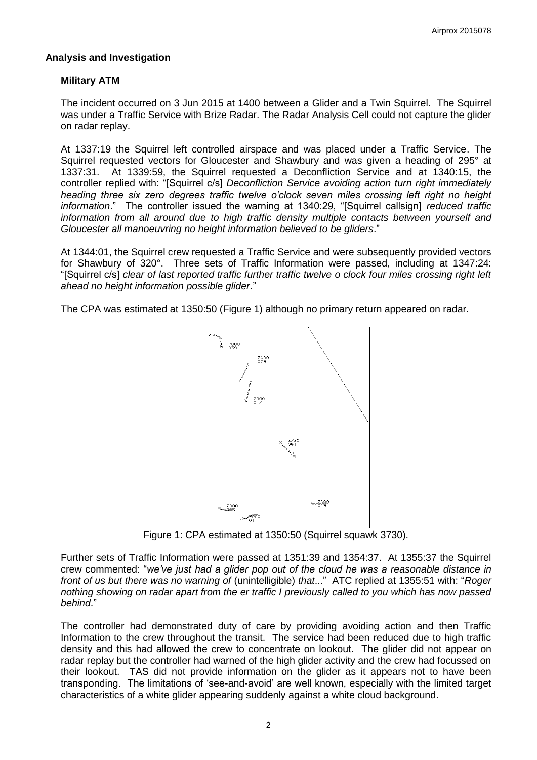## Analysis and Investigation

### Military ATM

The incident occurred on 3 Jun 2015 at 1400 between a Glider and a Twin Squirrel. The Squirrel was under a Traffic Service with Brize Radar. The Radar Analysis Cell could not capture the glider on radar replay.

At 1337:19 the Squirrel left controlled airspace and was placed under a Traffic Service. The Squirrel requested vectors for Gloucester and Shawbury and was given a heading of 295° at 1337:31. At 1339:59, the Squirrel requested a Deconfliction Service and at 1340:15, the controller replied with: "[Squirrel c/s] *Deconfliction Service avoiding action turn right immediately heading three six zero degrees traffic twelve o'clock seven miles crossing left right no height information*." The controller issued the warning at 1340:29, "[Squirrel callsign] *reduced traffic information from all around due to high traffic density multiple contacts between yourself and Gloucester all manoeuvring no height information believed to be gliders*."

At 1344:01, the Squirrel crew requested a Traffic Service and were subsequently provided vectors for Shawbury of 320°. Three sets of Traffic Information were passed, including at 1347:24: "[Squirrel c/s] *clear of last reported traffic further traffic twelve o clock four miles crossing right left ahead no height information possible glider*."

The CPA was estimated at 1350:50 (Figure 1) although no primary return appeared on radar.

Figure 1: CPA estimated at 1350:50 (Squirrel squawk 3730).

Further sets of Traffic Information were passed at 1351:39 and 1354:37. At 1355:37 the Squirrel crew commented: "*we've just had a glider pop out of the cloud he was a reasonable distance in front of us but there was no warning of* (unintelligible) *that*..." ATC replied at 1355:51 with: "*Roger nothing showing on radar apart from the er traffic I previously called to you which has now passed behind*."

The controller had demonstrated duty of care by providing avoiding action and then Traffic Information to the crew throughout the transit. The service had been reduced due to high traffic density and this had allowed the crew to concentrate on lookout. The glider did not appear on radar replay but the controller had warned of the high glider activity and the crew had focussed on their lookout. TAS did not provide information on the glider as it appears not to have been transponding. The limitations of 'see-and-avoid' are well known, especially with the limited target characteristics of a white glider appearing suddenly against a white cloud background.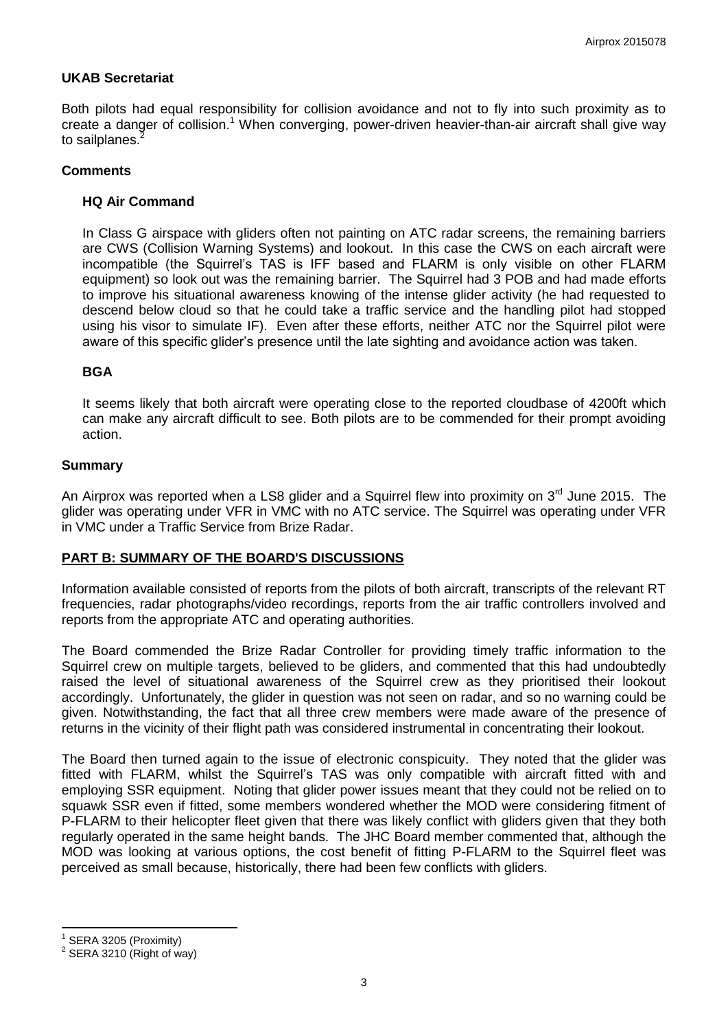## UKAB Secretariat

Both pilots had equal responsibility for collision avoidance and not to fly into such proximity as to create a danger of collision.[1] When converging, power-driven heavier-than-air aircraft shall give way to sailplanes.[2]

## Comments

### HQ Air Command

In Class G airspace with gliders often not painting on ATC radar screens, the remaining barriers are CWS (Collision Warning Systems) and lookout. In this case the CWS on each aircraft were incompatible (the Squirrel's TAS is IFF based and FLARM is only visible on other FLARM equipment) so look out was the remaining barrier. The Squirrel had 3 POB and had made efforts to improve his situational awareness knowing of the intense glider activity (he had requested to descend below cloud so that he could take a traffic service and the handling pilot had stopped using his visor to simulate IF). Even after these efforts, neither ATC nor the Squirrel pilot were aware of this specific glider's presence until the late sighting and avoidance action was taken.

### BGA

It seems likely that both aircraft were operating close to the reported cloudbase of 4200ft which can make any aircraft difficult to see. Both pilots are to be commended for their prompt avoiding action.

## Summary

An Airprox was reported when a LS8 glider and a Squirrel flew into proximity on 3rd June 2015. The glider was operating under VFR in VMC with no ATC service. The Squirrel was operating under VFR in VMC under a Traffic Service from Brize Radar.

## PART B: SUMMARY OF THE BOARD'S DISCUSSIONS

Information available consisted of reports from the pilots of both aircraft, transcripts of the relevant RT frequencies, radar photographs/video recordings, reports from the air traffic controllers involved and reports from the appropriate ATC and operating authorities.

The Board commended the Brize Radar Controller for providing timely traffic information to the Squirrel crew on multiple targets, believed to be gliders, and commented that this had undoubtedly raised the level of situational awareness of the Squirrel crew as they prioritised their lookout accordingly. Unfortunately, the glider in question was not seen on radar, and so no warning could be given. Notwithstanding, the fact that all three crew members were made aware of the presence of returns in the vicinity of their flight path was considered instrumental in concentrating their lookout.

The Board then turned again to the issue of electronic conspicuity. They noted that the glider was fitted with FLARM, whilst the Squirrel's TAS was only compatible with aircraft fitted with and employing SSR equipment. Noting that glider power issues meant that they could not be relied on to squawk SSR even if fitted, some members wondered whether the MOD were considering fitment of P-FLARM to their helicopter fleet given that there was likely conflict with gliders given that they both regularly operated in the same height bands. The JHC Board member commented that, although the MOD was looking at various options, the cost benefit of fitting P-FLARM to the Squirrel fleet was perceived as small because, historically, there had been few conflicts with gliders.

---

[1] SERA 3205 (Proximity)

[2] SERA 3210 (Right of way)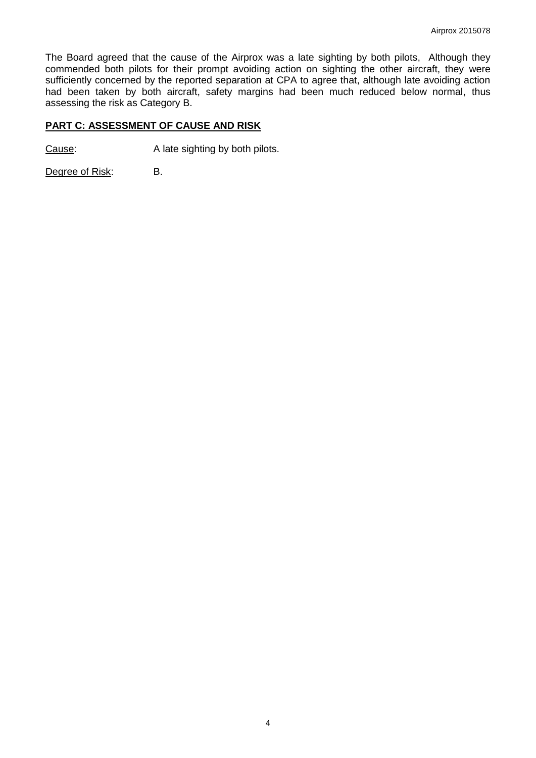The Board agreed that the cause of the Airprox was a late sighting by both pilots, Although they commended both pilots for their prompt avoiding action on sighting the other aircraft, they were sufficiently concerned by the reported separation at CPA to agree that, although late avoiding action had been taken by both aircraft, safety margins had been much reduced below normal, thus assessing the risk as Category B.

## PART C: ASSESSMENT OF CAUSE AND RISK

Cause: A late sighting by both pilots.

Degree of Risk: B.